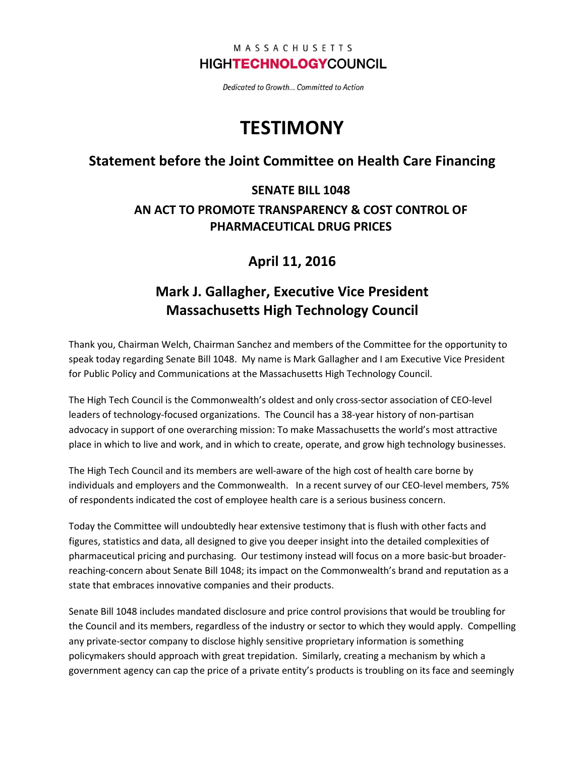MASSACHUSETTS

**HIGHTECHNOLOGYCOUNCIL**

*Dedicated to Growth... Committed to Action*

# TESTIMONY

## Statement before the Joint Committee on Health Care Financing

### SENATE BILL 1048

### AN ACT TO PROMOTE TRANSPARENCY & COST CONTROL OF PHARMACEUTICAL DRUG PRICES

## April 11, 2016

## Mark J. Gallagher, Executive Vice President
## Massachusetts High Technology Council

Thank you, Chairman Welch, Chairman Sanchez and members of the Committee for the opportunity to speak today regarding Senate Bill 1048. My name is Mark Gallagher and I am Executive Vice President for Public Policy and Communications at the Massachusetts High Technology Council.

The High Tech Council is the Commonwealth's oldest and only cross-sector association of CEO-level leaders of technology-focused organizations. The Council has a 38-year history of non-partisan advocacy in support of one overarching mission: To make Massachusetts the world's most attractive place in which to live and work, and in which to create, operate, and grow high technology businesses.

The High Tech Council and its members are well-aware of the high cost of health care borne by individuals and employers and the Commonwealth. In a recent survey of our CEO-level members, 75% of respondents indicated the cost of employee health care is a serious business concern.

Today the Committee will undoubtedly hear extensive testimony that is flush with other facts and figures, statistics and data, all designed to give you deeper insight into the detailed complexities of pharmaceutical pricing and purchasing. Our testimony instead will focus on a more basic-but broader-reaching-concern about Senate Bill 1048; its impact on the Commonwealth's brand and reputation as a state that embraces innovative companies and their products.

Senate Bill 1048 includes mandated disclosure and price control provisions that would be troubling for the Council and its members, regardless of the industry or sector to which they would apply. Compelling any private-sector company to disclose highly sensitive proprietary information is something policymakers should approach with great trepidation. Similarly, creating a mechanism by which a government agency can cap the price of a private entity's products is troubling on its face and seemingly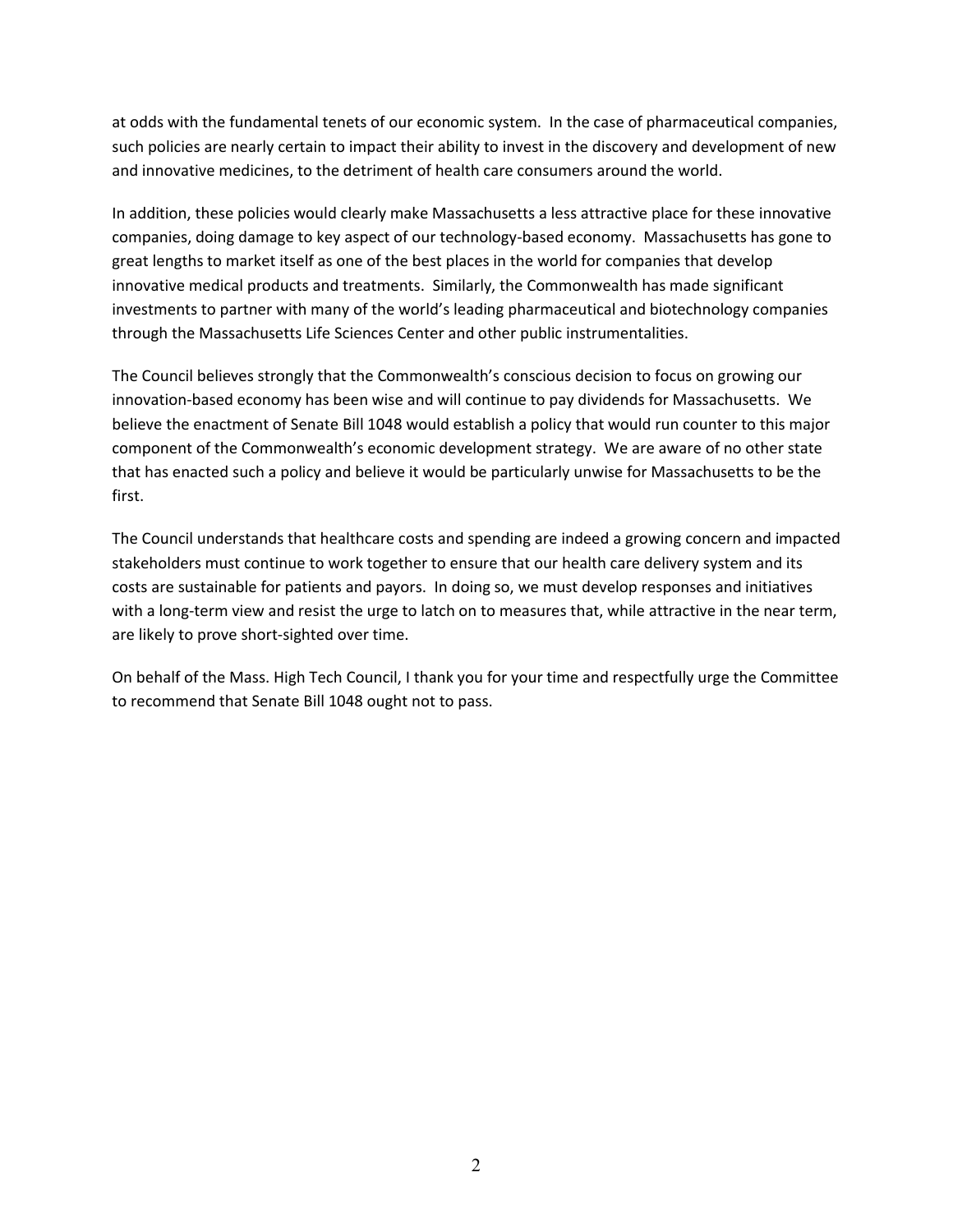at odds with the fundamental tenets of our economic system. In the case of pharmaceutical companies, such policies are nearly certain to impact their ability to invest in the discovery and development of new and innovative medicines, to the detriment of health care consumers around the world.

In addition, these policies would clearly make Massachusetts a less attractive place for these innovative companies, doing damage to key aspect of our technology-based economy. Massachusetts has gone to great lengths to market itself as one of the best places in the world for companies that develop innovative medical products and treatments. Similarly, the Commonwealth has made significant investments to partner with many of the world's leading pharmaceutical and biotechnology companies through the Massachusetts Life Sciences Center and other public instrumentalities.

The Council believes strongly that the Commonwealth's conscious decision to focus on growing our innovation-based economy has been wise and will continue to pay dividends for Massachusetts. We believe the enactment of Senate Bill 1048 would establish a policy that would run counter to this major component of the Commonwealth's economic development strategy. We are aware of no other state that has enacted such a policy and believe it would be particularly unwise for Massachusetts to be the first.

The Council understands that healthcare costs and spending are indeed a growing concern and impacted stakeholders must continue to work together to ensure that our health care delivery system and its costs are sustainable for patients and payors. In doing so, we must develop responses and initiatives with a long-term view and resist the urge to latch on to measures that, while attractive in the near term, are likely to prove short-sighted over time.

On behalf of the Mass. High Tech Council, I thank you for your time and respectfully urge the Committee to recommend that Senate Bill 1048 ought not to pass.